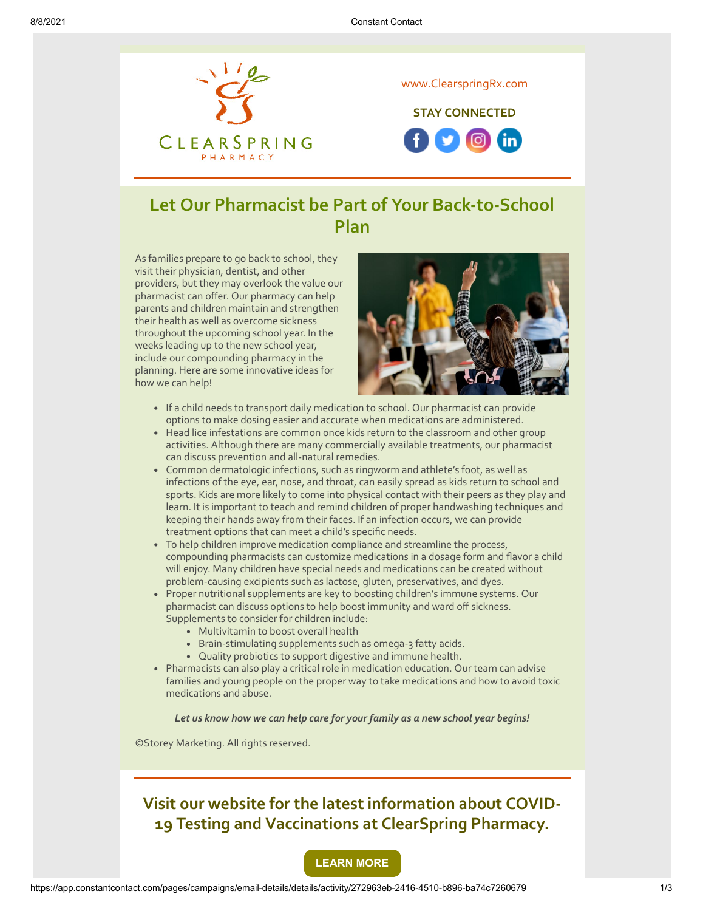www.ClearspringRx.com

**STAY CONNECTED**

## Let Our Pharmacist be Part of Your Back-to-School Plan

As families prepare to go back to school, they visit their physician, dentist, and other providers, but they may overlook the value our pharmacist can offer. Our pharmacy can help parents and children maintain and strengthen their health as well as overcome sickness throughout the upcoming school year. In the weeks leading up to the new school year, include our compounding pharmacy in the planning. Here are some innovative ideas for how we can help!

- If a child needs to transport daily medication to school. Our pharmacist can provide options to make dosing easier and accurate when medications are administered.
- Head lice infestations are common once kids return to the classroom and other group activities. Although there are many commercially available treatments, our pharmacist can discuss prevention and all-natural remedies.
- Common dermatologic infections, such as ringworm and athlete's foot, as well as infections of the eye, ear, nose, and throat, can easily spread as kids return to school and sports. Kids are more likely to come into physical contact with their peers as they play and learn. It is important to teach and remind children of proper handwashing techniques and keeping their hands away from their faces. If an infection occurs, we can provide treatment options that can meet a child's specific needs.
- To help children improve medication compliance and streamline the process, compounding pharmacists can customize medications in a dosage form and flavor a child will enjoy. Many children have special needs and medications can be created without problem-causing excipients such as lactose, gluten, preservatives, and dyes.
- Proper nutritional supplements are key to boosting children's immune systems. Our pharmacist can discuss options to help boost immunity and ward off sickness. Supplements to consider for children include:
  - Multivitamin to boost overall health
  - Brain-stimulating supplements such as omega-3 fatty acids.
  - Quality probiotics to support digestive and immune health.
- Pharmacists can also play a critical role in medication education. Our team can advise families and young people on the proper way to take medications and how to avoid toxic medications and abuse.

***Let us know how we can help care for your family as a new school year begins!***

©Storey Marketing. All rights reserved.

## Visit our website for the latest information about COVID-19 Testing and Vaccinations at ClearSpring Pharmacy.

**LEARN MORE**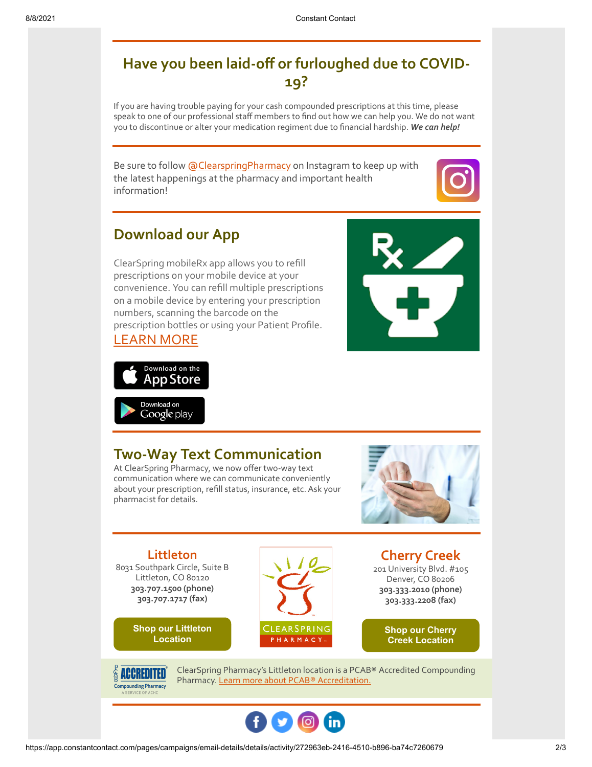## Have you been laid-off or furloughed due to COVID-19?

If you are having trouble paying for your cash compounded prescriptions at this time, please speak to one of our professional staff members to find out how we can help you. We do not want you to discontinue or alter your medication regiment due to financial hardship. ***We can help!***

Be sure to follow @ClearspringPharmacy on Instagram to keep up with the latest happenings at the pharmacy and important health information!

## Download our App

ClearSpring mobileRx app allows you to refill prescriptions on your mobile device at your convenience. You can refill multiple prescriptions on a mobile device by entering your prescription numbers, scanning the barcode on the prescription bottles or using your Patient Profile.

LEARN MORE

Download on the App Store

Download on Google play

## Two-Way Text Communication

At ClearSpring Pharmacy, we now offer two-way text communication where we can communicate conveniently about your prescription, refill status, insurance, etc. Ask your pharmacist for details.

### Littleton

8031 Southpark Circle, Suite B
Littleton, CO 80120
**303.707.1500 (phone)**
**303.707.1717 (fax)**

**Shop our Littleton Location**

### Cherry Creek

201 University Blvd. #105
Denver, CO 80206
**303.333.2010 (phone)**
**303.333.2208 (fax)**

**Shop our Cherry Creek Location**

ClearSpring Pharmacy's Littleton location is a PCAB® Accredited Compounding Pharmacy. Learn more about PCAB® Accreditation.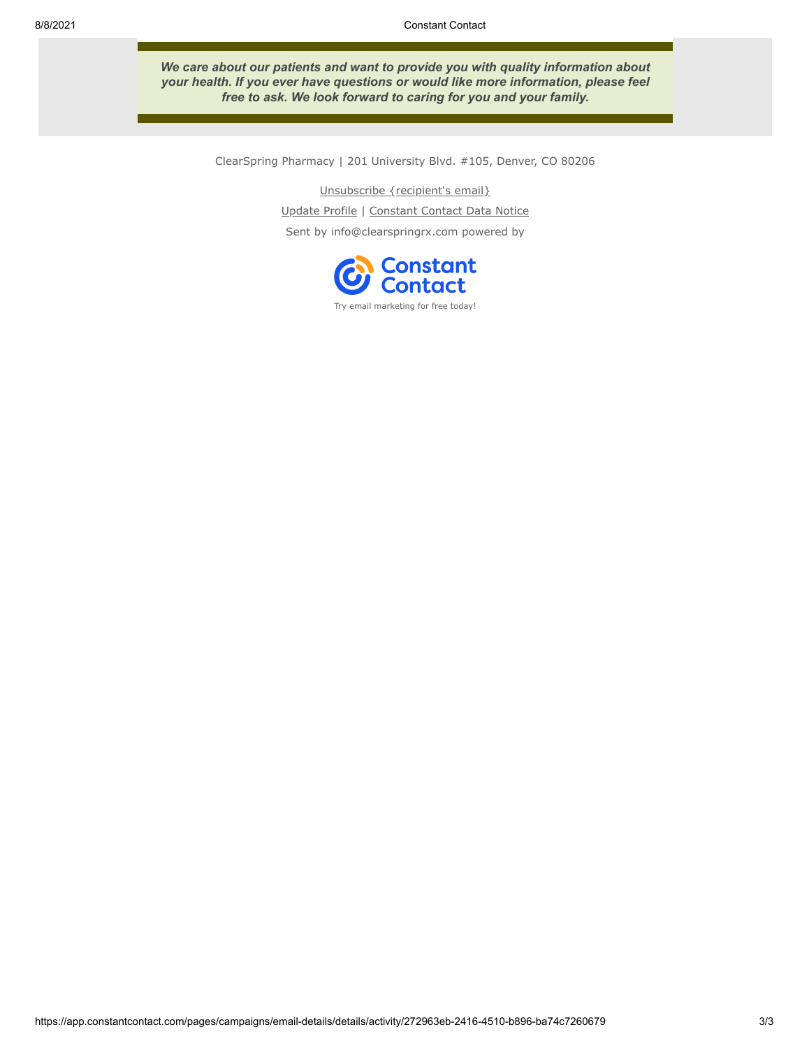***We care about our patients and want to provide you with quality information about your health. If you ever have questions or would like more information, please feel free to ask. We look forward to caring for you and your family.***

ClearSpring Pharmacy | 201 University Blvd. #105, Denver, CO 80206

Unsubscribe {recipient's email}

Update Profile | Constant Contact Data Notice

Sent by info@clearspringrx.com powered by

Constant Contact

Try email marketing for free today!